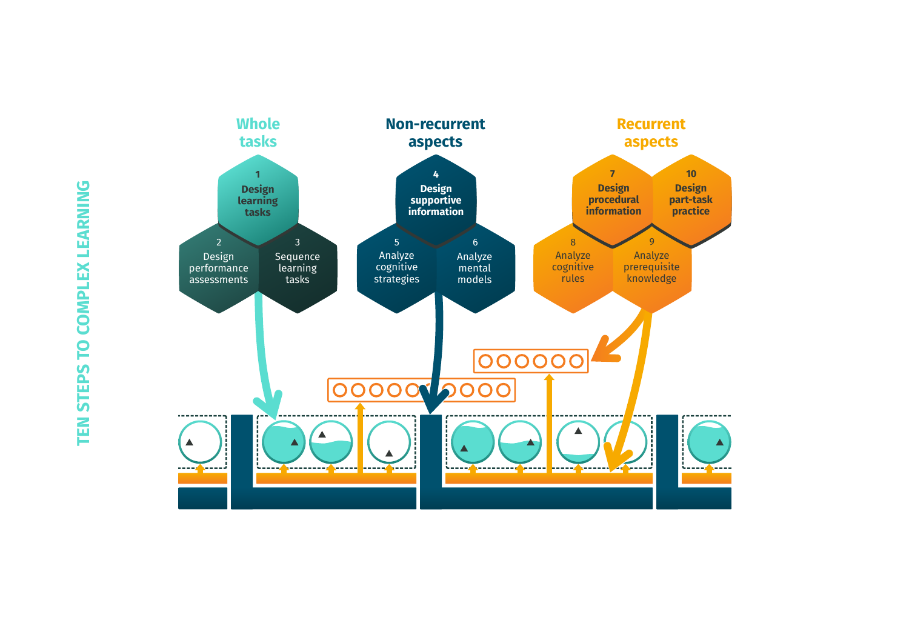TEN STEPS TO COMPLEX LEARNING

**Whole tasks**

1 **Design learning tasks**

2 Design performance assessments

3 Sequence learning tasks

**Non-recurrent aspects**

4 **Design supportive information**

5 Analyze cognitive strategies

6 Analyze mental models

**Recurrent aspects**

7 **Design procedural information**

10 **Design part-task practice**

8 Analyze cognitive rules

9 Analyze prerequisite knowledge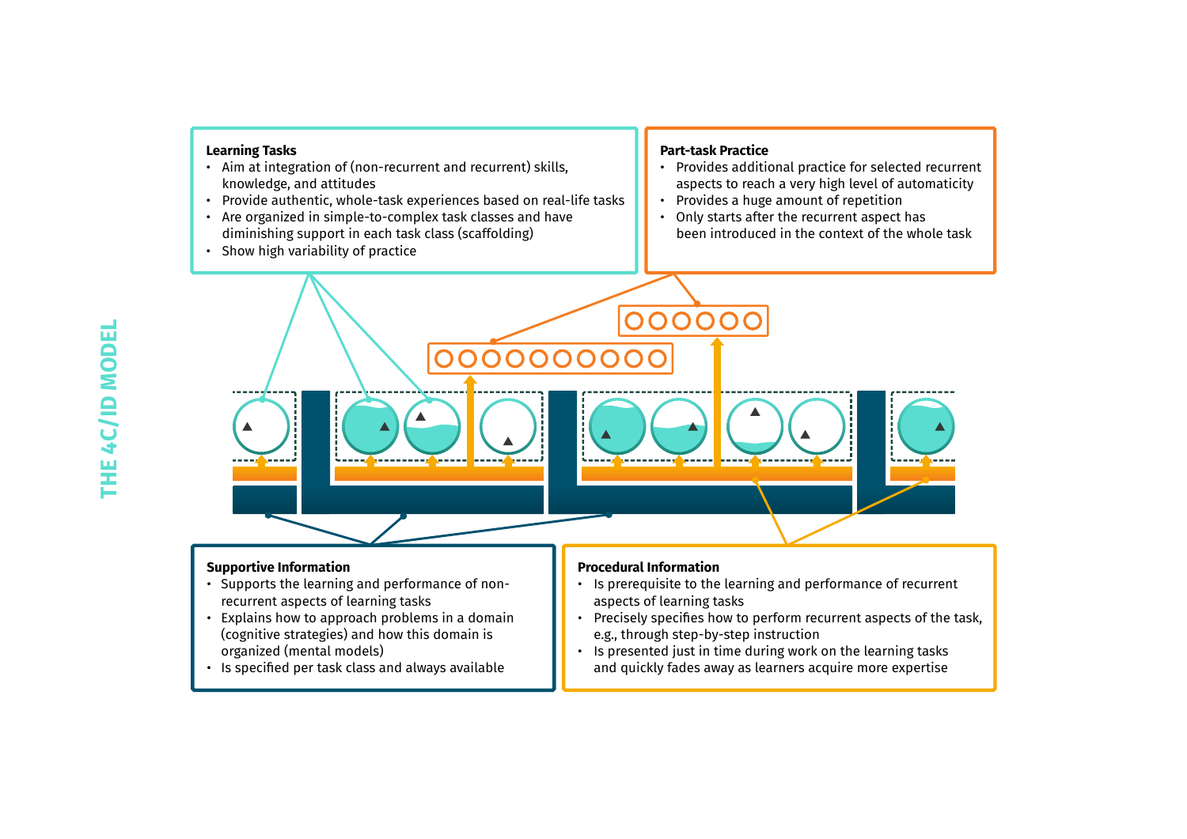THE 4C/ID MODEL

**Learning Tasks**

- Aim at integration of (non-recurrent and recurrent) skills, knowledge, and attitudes
- Provide authentic, whole-task experiences based on real-life tasks
- Are organized in simple-to-complex task classes and have diminishing support in each task class (scaffolding)
- Show high variability of practice

**Part-task Practice**

- Provides additional practice for selected recurrent aspects to reach a very high level of automaticity
- Provides a huge amount of repetition
- Only starts after the recurrent aspect has been introduced in the context of the whole task

**Supportive Information**

- Supports the learning and performance of non-recurrent aspects of learning tasks
- Explains how to approach problems in a domain (cognitive strategies) and how this domain is organized (mental models)
- Is specified per task class and always available

**Procedural Information**

- Is prerequisite to the learning and performance of recurrent aspects of learning tasks
- Precisely specifies how to perform recurrent aspects of the task, e.g., through step-by-step instruction
- Is presented just in time during work on the learning tasks and quickly fades away as learners acquire more expertise